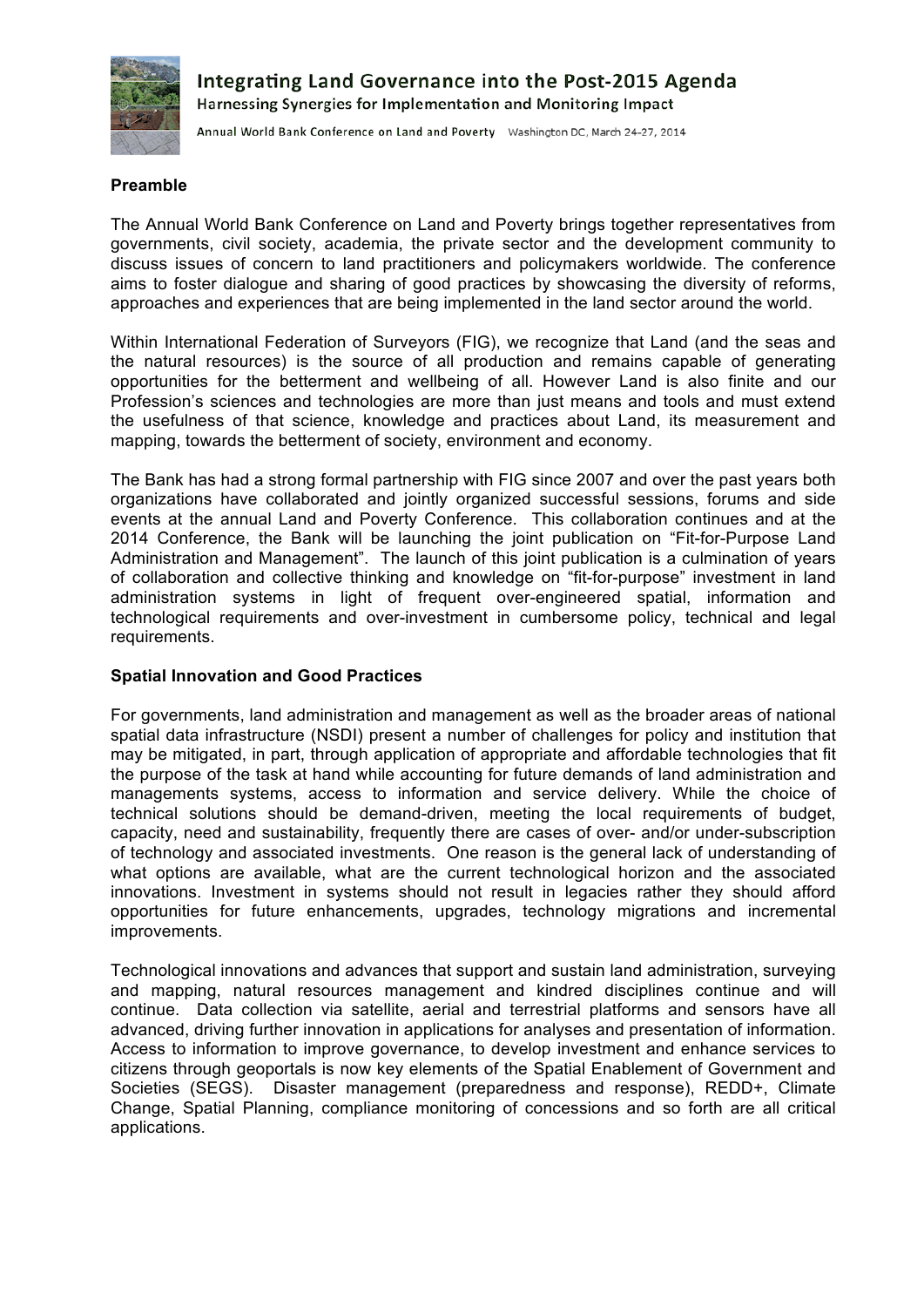# Integrating Land Governance into the Post-2015 Agenda

## Harnessing Synergies for Implementation and Monitoring Impact

Annual World Bank Conference on Land and Poverty Washington DC, March 24-27, 2014

**Preamble**

The Annual World Bank Conference on Land and Poverty brings together representatives from governments, civil society, academia, the private sector and the development community to discuss issues of concern to land practitioners and policymakers worldwide. The conference aims to foster dialogue and sharing of good practices by showcasing the diversity of reforms, approaches and experiences that are being implemented in the land sector around the world.

Within International Federation of Surveyors (FIG), we recognize that Land (and the seas and the natural resources) is the source of all production and remains capable of generating opportunities for the betterment and wellbeing of all. However Land is also finite and our Profession's sciences and technologies are more than just means and tools and must extend the usefulness of that science, knowledge and practices about Land, its measurement and mapping, towards the betterment of society, environment and economy.

The Bank has had a strong formal partnership with FIG since 2007 and over the past years both organizations have collaborated and jointly organized successful sessions, forums and side events at the annual Land and Poverty Conference. This collaboration continues and at the 2014 Conference, the Bank will be launching the joint publication on "Fit-for-Purpose Land Administration and Management". The launch of this joint publication is a culmination of years of collaboration and collective thinking and knowledge on "fit-for-purpose" investment in land administration systems in light of frequent over-engineered spatial, information and technological requirements and over-investment in cumbersome policy, technical and legal requirements.

**Spatial Innovation and Good Practices**

For governments, land administration and management as well as the broader areas of national spatial data infrastructure (NSDI) present a number of challenges for policy and institution that may be mitigated, in part, through application of appropriate and affordable technologies that fit the purpose of the task at hand while accounting for future demands of land administration and managements systems, access to information and service delivery. While the choice of technical solutions should be demand-driven, meeting the local requirements of budget, capacity, need and sustainability, frequently there are cases of over- and/or under-subscription of technology and associated investments. One reason is the general lack of understanding of what options are available, what are the current technological horizon and the associated innovations. Investment in systems should not result in legacies rather they should afford opportunities for future enhancements, upgrades, technology migrations and incremental improvements.

Technological innovations and advances that support and sustain land administration, surveying and mapping, natural resources management and kindred disciplines continue and will continue. Data collection via satellite, aerial and terrestrial platforms and sensors have all advanced, driving further innovation in applications for analyses and presentation of information. Access to information to improve governance, to develop investment and enhance services to citizens through geoportals is now key elements of the Spatial Enablement of Government and Societies (SEGS). Disaster management (preparedness and response), REDD+, Climate Change, Spatial Planning, compliance monitoring of concessions and so forth are all critical applications.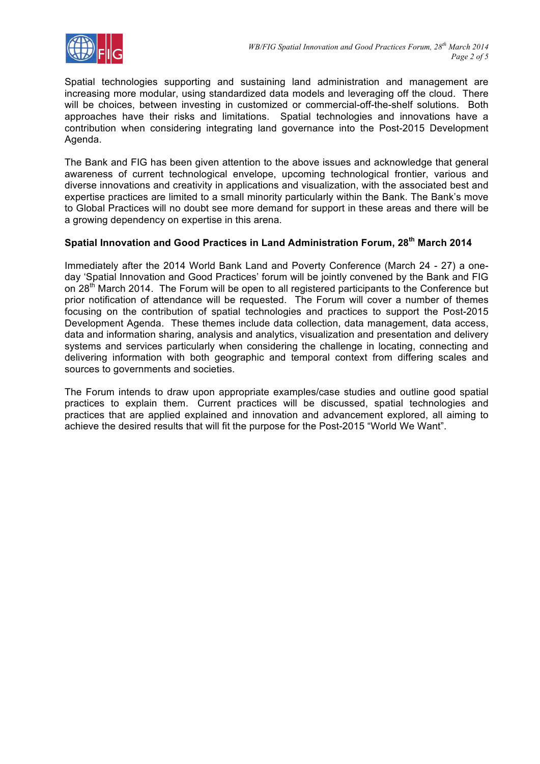Spatial technologies supporting and sustaining land administration and management are increasing more modular, using standardized data models and leveraging off the cloud. There will be choices, between investing in customized or commercial-off-the-shelf solutions. Both approaches have their risks and limitations. Spatial technologies and innovations have a contribution when considering integrating land governance into the Post-2015 Development Agenda.

The Bank and FIG has been given attention to the above issues and acknowledge that general awareness of current technological envelope, upcoming technological frontier, various and diverse innovations and creativity in applications and visualization, with the associated best and expertise practices are limited to a small minority particularly within the Bank. The Bank's move to Global Practices will no doubt see more demand for support in these areas and there will be a growing dependency on expertise in this arena.

**Spatial Innovation and Good Practices in Land Administration Forum, 28th March 2014**

Immediately after the 2014 World Bank Land and Poverty Conference (March 24 - 27) a one-day 'Spatial Innovation and Good Practices' forum will be jointly convened by the Bank and FIG on 28th March 2014. The Forum will be open to all registered participants to the Conference but prior notification of attendance will be requested. The Forum will cover a number of themes focusing on the contribution of spatial technologies and practices to support the Post-2015 Development Agenda. These themes include data collection, data management, data access, data and information sharing, analysis and analytics, visualization and presentation and delivery systems and services particularly when considering the challenge in locating, connecting and delivering information with both geographic and temporal context from differing scales and sources to governments and societies.

The Forum intends to draw upon appropriate examples/case studies and outline good spatial practices to explain them. Current practices will be discussed, spatial technologies and practices that are applied explained and innovation and advancement explored, all aiming to achieve the desired results that will fit the purpose for the Post-2015 "World We Want".